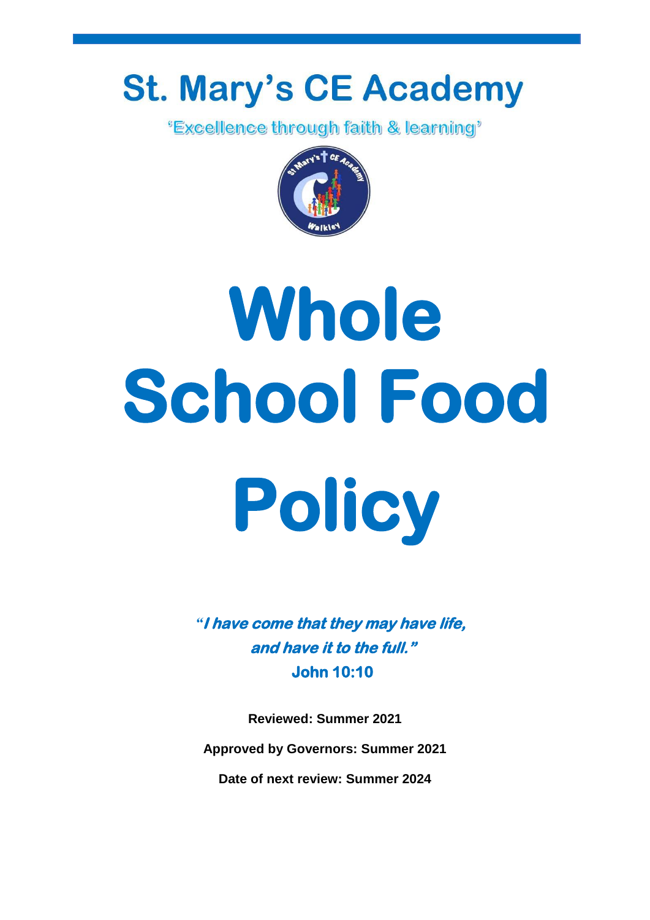# St. Mary's CE Academy

'Excellence through faith & learning'

# Whole School Food Policy

***"I have come that they may have life, and have it to the full."***
**John 10:10**

**Reviewed: Summer 2021**

**Approved by Governors: Summer 2021**

**Date of next review: Summer 2024**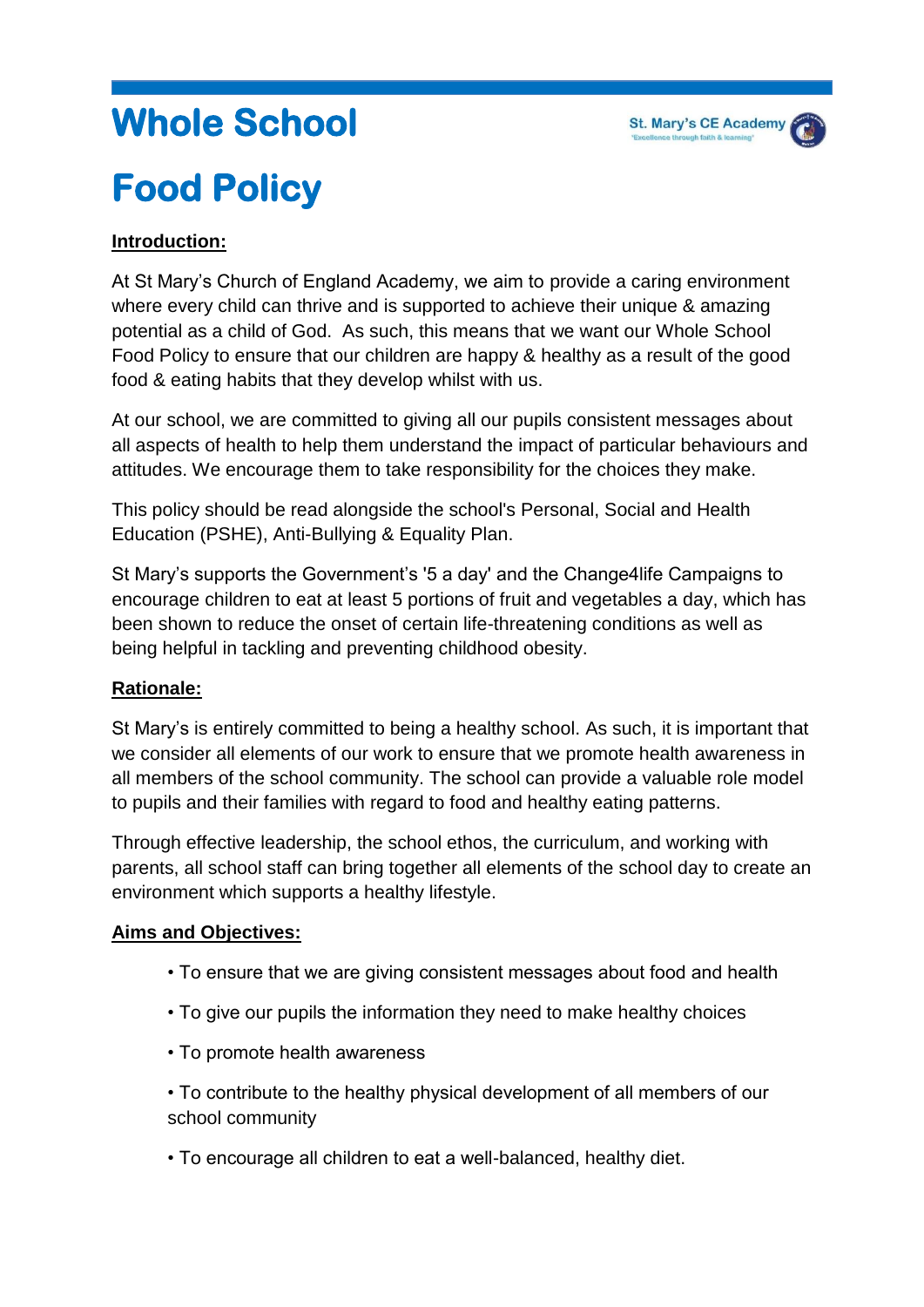# Whole School Food Policy

**Introduction:**

At St Mary's Church of England Academy, we aim to provide a caring environment where every child can thrive and is supported to achieve their unique & amazing potential as a child of God. As such, this means that we want our Whole School Food Policy to ensure that our children are happy & healthy as a result of the good food & eating habits that they develop whilst with us.

At our school, we are committed to giving all our pupils consistent messages about all aspects of health to help them understand the impact of particular behaviours and attitudes. We encourage them to take responsibility for the choices they make.

This policy should be read alongside the school's Personal, Social and Health Education (PSHE), Anti-Bullying & Equality Plan.

St Mary's supports the Government's '5 a day' and the Change4life Campaigns to encourage children to eat at least 5 portions of fruit and vegetables a day, which has been shown to reduce the onset of certain life-threatening conditions as well as being helpful in tackling and preventing childhood obesity.

**Rationale:**

St Mary's is entirely committed to being a healthy school. As such, it is important that we consider all elements of our work to ensure that we promote health awareness in all members of the school community. The school can provide a valuable role model to pupils and their families with regard to food and healthy eating patterns.

Through effective leadership, the school ethos, the curriculum, and working with parents, all school staff can bring together all elements of the school day to create an environment which supports a healthy lifestyle.

**Aims and Objectives:**

- To ensure that we are giving consistent messages about food and health
- To give our pupils the information they need to make healthy choices
- To promote health awareness
- To contribute to the healthy physical development of all members of our school community
- To encourage all children to eat a well-balanced, healthy diet.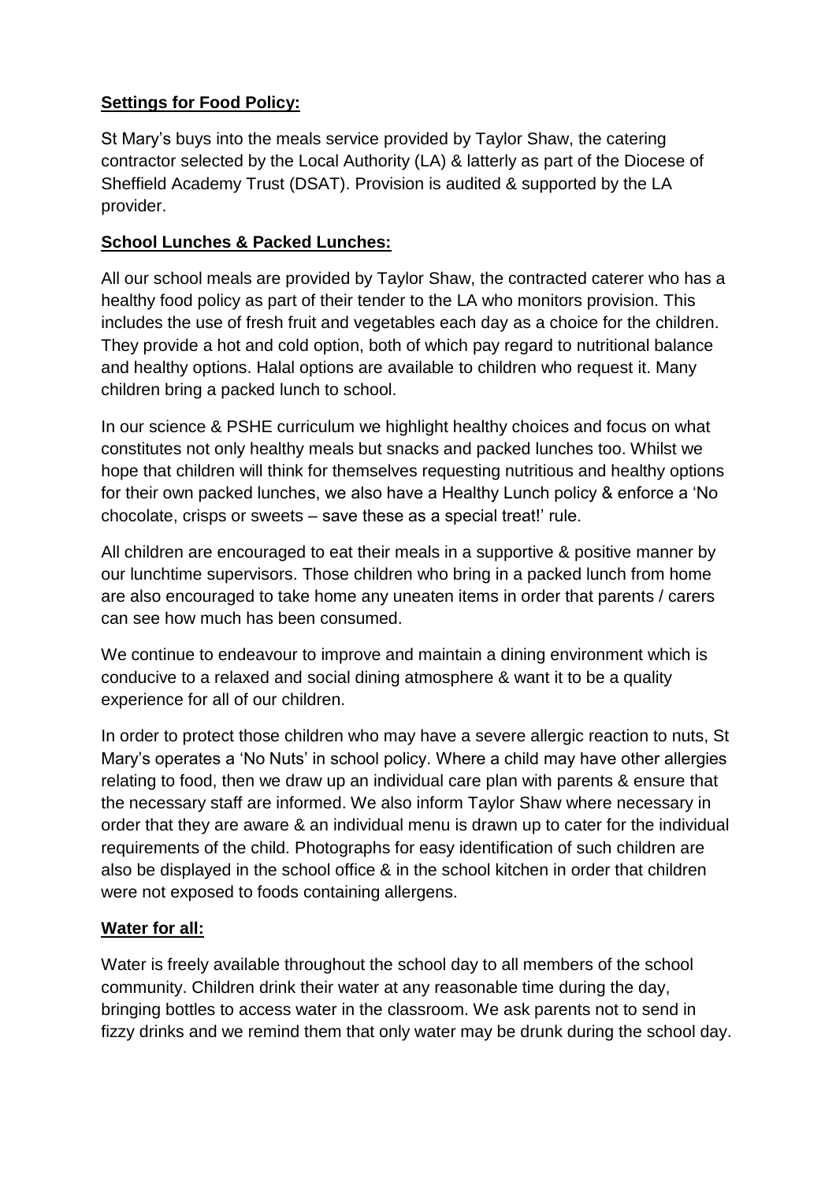**Settings for Food Policy:**

St Mary's buys into the meals service provided by Taylor Shaw, the catering contractor selected by the Local Authority (LA) & latterly as part of the Diocese of Sheffield Academy Trust (DSAT). Provision is audited & supported by the LA provider.

**School Lunches & Packed Lunches:**

All our school meals are provided by Taylor Shaw, the contracted caterer who has a healthy food policy as part of their tender to the LA who monitors provision. This includes the use of fresh fruit and vegetables each day as a choice for the children. They provide a hot and cold option, both of which pay regard to nutritional balance and healthy options. Halal options are available to children who request it. Many children bring a packed lunch to school.

In our science & PSHE curriculum we highlight healthy choices and focus on what constitutes not only healthy meals but snacks and packed lunches too. Whilst we hope that children will think for themselves requesting nutritious and healthy options for their own packed lunches, we also have a Healthy Lunch policy & enforce a 'No chocolate, crisps or sweets – save these as a special treat!' rule.

All children are encouraged to eat their meals in a supportive & positive manner by our lunchtime supervisors. Those children who bring in a packed lunch from home are also encouraged to take home any uneaten items in order that parents / carers can see how much has been consumed.

We continue to endeavour to improve and maintain a dining environment which is conducive to a relaxed and social dining atmosphere & want it to be a quality experience for all of our children.

In order to protect those children who may have a severe allergic reaction to nuts, St Mary's operates a 'No Nuts' in school policy. Where a child may have other allergies relating to food, then we draw up an individual care plan with parents & ensure that the necessary staff are informed. We also inform Taylor Shaw where necessary in order that they are aware & an individual menu is drawn up to cater for the individual requirements of the child. Photographs for easy identification of such children are also be displayed in the school office & in the school kitchen in order that children were not exposed to foods containing allergens.

**Water for all:**

Water is freely available throughout the school day to all members of the school community. Children drink their water at any reasonable time during the day, bringing bottles to access water in the classroom. We ask parents not to send in fizzy drinks and we remind them that only water may be drunk during the school day.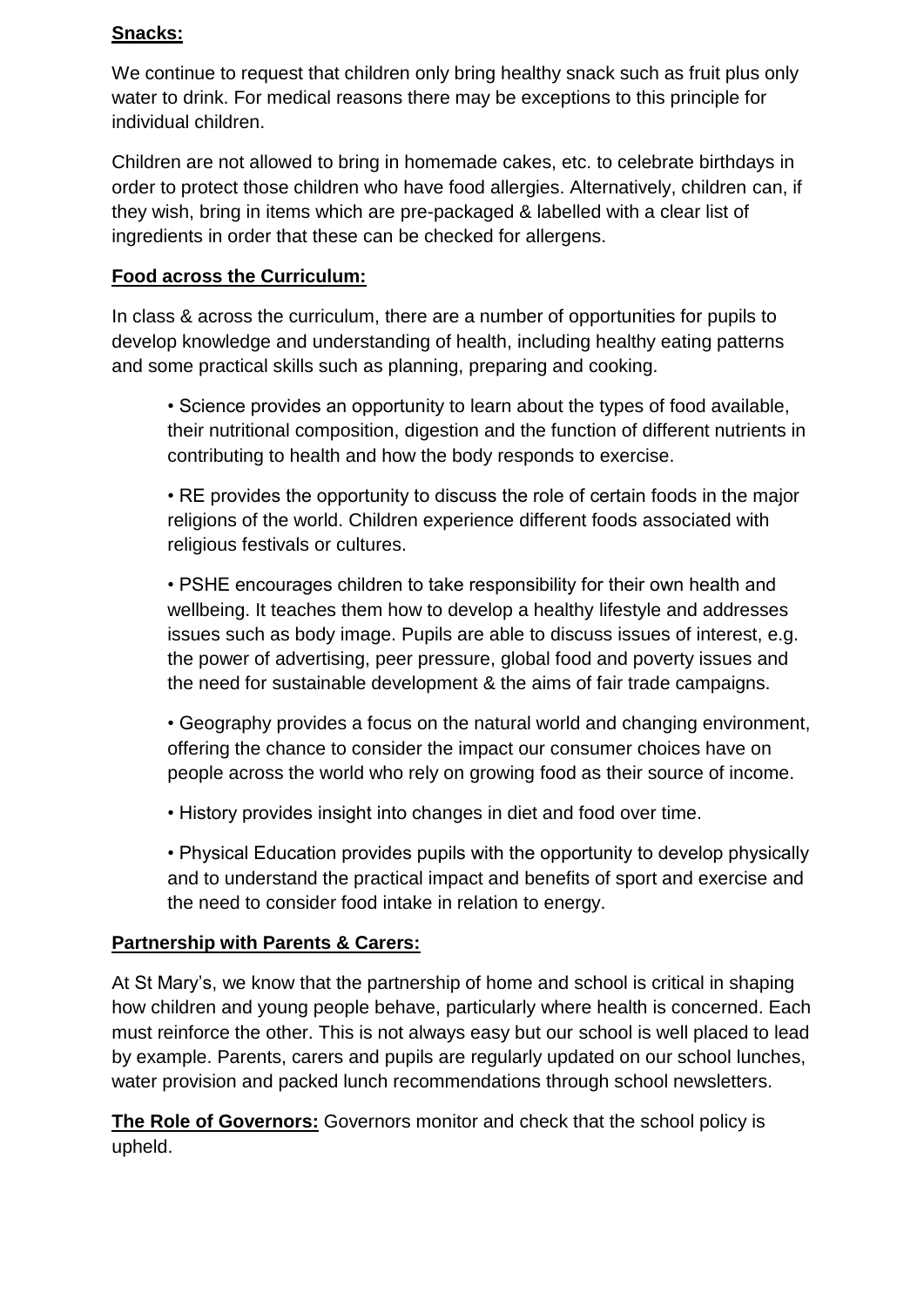**Snacks:**

We continue to request that children only bring healthy snack such as fruit plus only water to drink. For medical reasons there may be exceptions to this principle for individual children.

Children are not allowed to bring in homemade cakes, etc. to celebrate birthdays in order to protect those children who have food allergies. Alternatively, children can, if they wish, bring in items which are pre-packaged & labelled with a clear list of ingredients in order that these can be checked for allergens.

**Food across the Curriculum:**

In class & across the curriculum, there are a number of opportunities for pupils to develop knowledge and understanding of health, including healthy eating patterns and some practical skills such as planning, preparing and cooking.

- Science provides an opportunity to learn about the types of food available, their nutritional composition, digestion and the function of different nutrients in contributing to health and how the body responds to exercise.
- RE provides the opportunity to discuss the role of certain foods in the major religions of the world. Children experience different foods associated with religious festivals or cultures.
- PSHE encourages children to take responsibility for their own health and wellbeing. It teaches them how to develop a healthy lifestyle and addresses issues such as body image. Pupils are able to discuss issues of interest, e.g. the power of advertising, peer pressure, global food and poverty issues and the need for sustainable development & the aims of fair trade campaigns.
- Geography provides a focus on the natural world and changing environment, offering the chance to consider the impact our consumer choices have on people across the world who rely on growing food as their source of income.
- History provides insight into changes in diet and food over time.
- Physical Education provides pupils with the opportunity to develop physically and to understand the practical impact and benefits of sport and exercise and the need to consider food intake in relation to energy.

**Partnership with Parents & Carers:**

At St Mary's, we know that the partnership of home and school is critical in shaping how children and young people behave, particularly where health is concerned. Each must reinforce the other. This is not always easy but our school is well placed to lead by example. Parents, carers and pupils are regularly updated on our school lunches, water provision and packed lunch recommendations through school newsletters.

**The Role of Governors:** Governors monitor and check that the school policy is upheld.